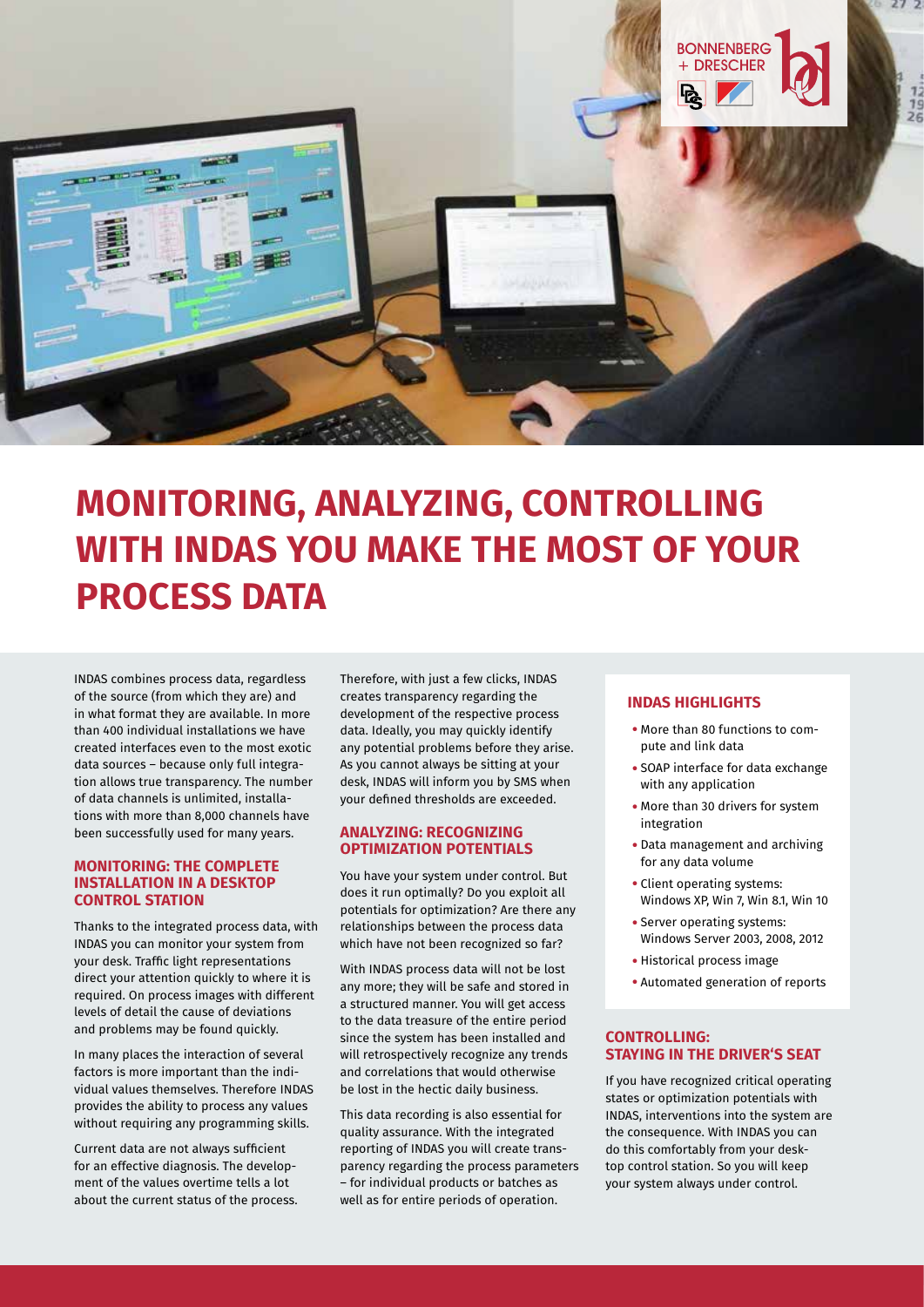# MONITORING, ANALYZING, CONTROLLING WITH INDAS YOU MAKE THE MOST OF YOUR PROCESS DATA

INDAS combines process data, regardless of the source (from which they are) and in what format they are available. In more than 400 individual installations we have created interfaces even to the most exotic data sources – because only full integration allows true transparency. The number of data channels is unlimited, installations with more than 8,000 channels have been successfully used for many years.

### MONITORING: THE COMPLETE INSTALLATION IN A DESKTOP CONTROL STATION

Thanks to the integrated process data, with INDAS you can monitor your system from your desk. Traffic light representations direct your attention quickly to where it is required. On process images with different levels of detail the cause of deviations and problems may be found quickly.

In many places the interaction of several factors is more important than the individual values themselves. Therefore INDAS provides the ability to process any values without requiring any programming skills.

Current data are not always sufficient for an effective diagnosis. The development of the values overtime tells a lot about the current status of the process. Therefore, with just a few clicks, INDAS creates transparency regarding the development of the respective process data. Ideally, you may quickly identify any potential problems before they arise. As you cannot always be sitting at your desk, INDAS will inform you by SMS when your defined thresholds are exceeded.

### ANALYZING: RECOGNIZING OPTIMIZATION POTENTIALS

You have your system under control. But does it run optimally? Do you exploit all potentials for optimization? Are there any relationships between the process data which have not been recognized so far?

With INDAS process data will not be lost any more; they will be safe and stored in a structured manner. You will get access to the data treasure of the entire period since the system has been installed and will retrospectively recognize any trends and correlations that would otherwise be lost in the hectic daily business.

This data recording is also essential for quality assurance. With the integrated reporting of INDAS you will create transparency regarding the process parameters – for individual products or batches as well as for entire periods of operation.

### INDAS HIGHLIGHTS

- More than 80 functions to compute and link data
- SOAP interface for data exchange with any application
- More than 30 drivers for system integration
- Data management and archiving for any data volume
- Client operating systems: Windows XP, Win 7, Win 8.1, Win 10
- Server operating systems: Windows Server 2003, 2008, 2012
- Historical process image
- Automated generation of reports

### CONTROLLING: STAYING IN THE DRIVER'S SEAT

If you have recognized critical operating states or optimization potentials with INDAS, interventions into the system are the consequence. With INDAS you can do this comfortably from your desktop control station. So you will keep your system always under control.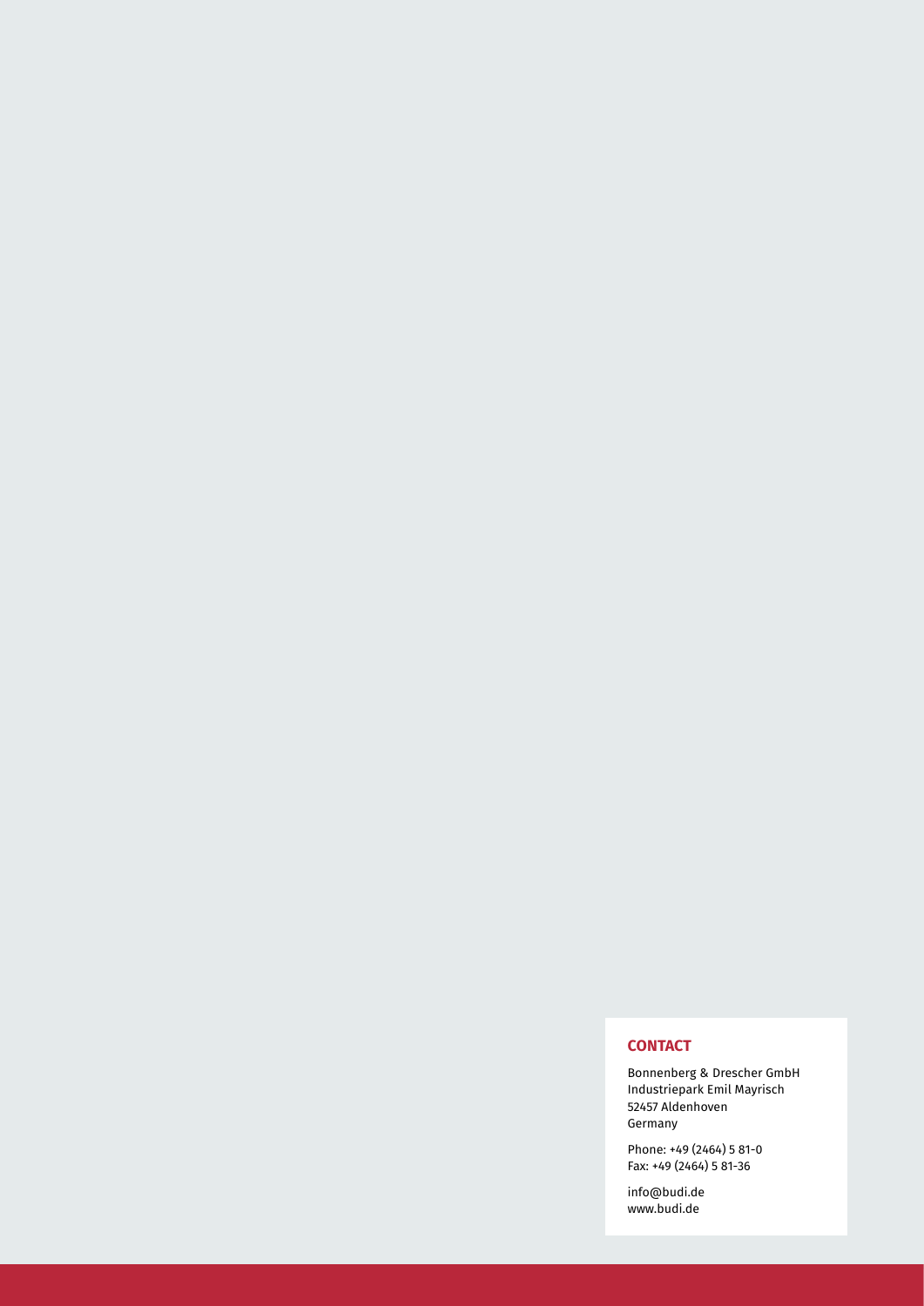## CONTACT

Bonnenberg & Drescher GmbH
Industriepark Emil Mayrisch
52457 Aldenhoven
Germany

Phone: +49 (2464) 5 81-0
Fax: +49 (2464) 5 81-36

info@budi.de
www.budi.de